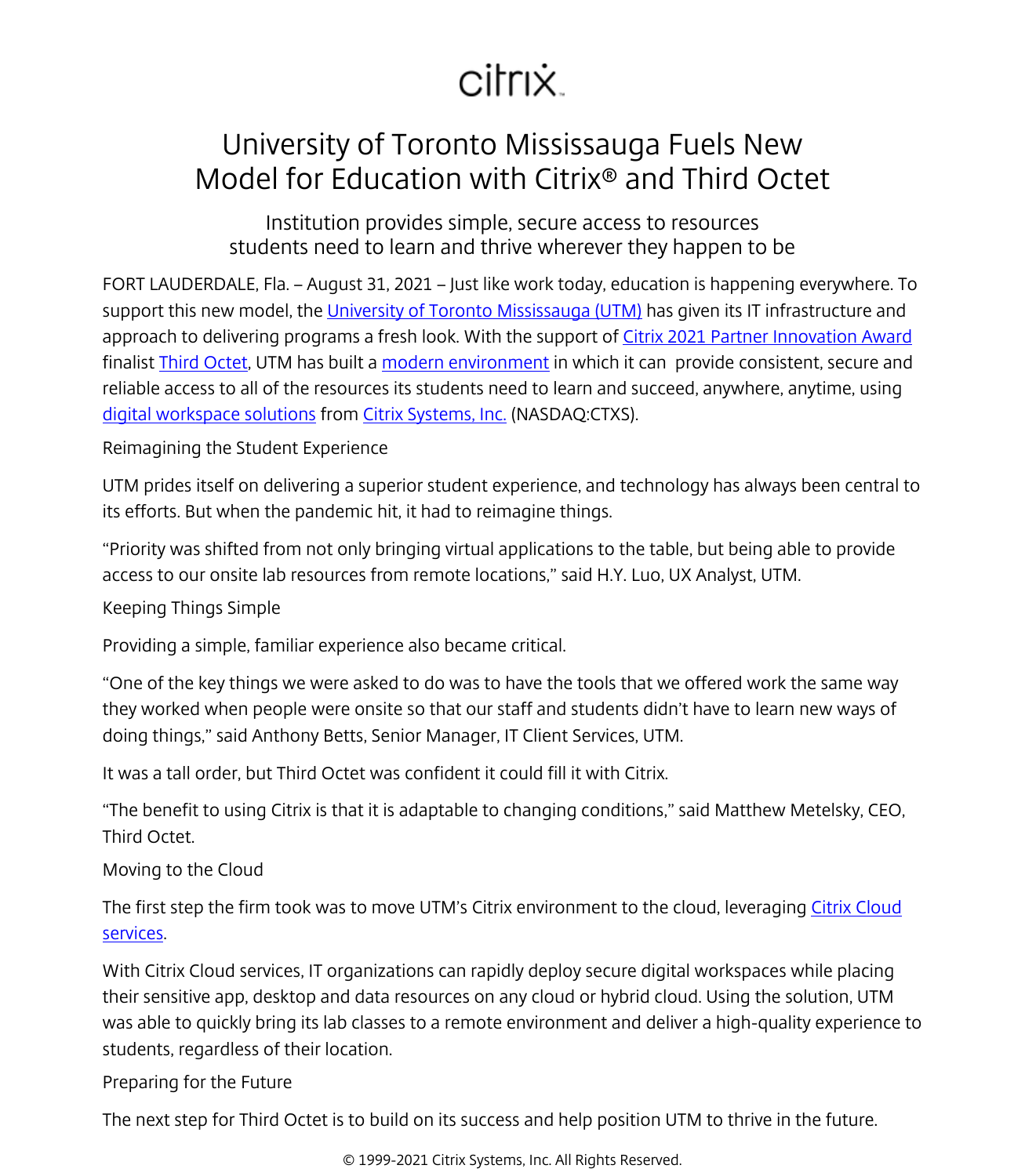citrix

# University of Toronto Mississauga Fuels New Model for Education with Citrix® and Third Octet

## Institution provides simple, secure access to resources students need to learn and thrive wherever they happen to be

FORT LAUDERDALE, Fla. – August 31, 2021 – Just like work today, education is happening everywhere. To support this new model, the University of Toronto Mississauga (UTM) has given its IT infrastructure and approach to delivering programs a fresh look. With the support of Citrix 2021 Partner Innovation Award finalist Third Octet, UTM has built a modern environment in which it can provide consistent, secure and reliable access to all of the resources its students need to learn and succeed, anywhere, anytime, using digital workspace solutions from Citrix Systems, Inc. (NASDAQ:CTXS).

### Reimagining the Student Experience

UTM prides itself on delivering a superior student experience, and technology has always been central to its efforts. But when the pandemic hit, it had to reimagine things.

"Priority was shifted from not only bringing virtual applications to the table, but being able to provide access to our onsite lab resources from remote locations," said H.Y. Luo, UX Analyst, UTM.

### Keeping Things Simple

Providing a simple, familiar experience also became critical.

"One of the key things we were asked to do was to have the tools that we offered work the same way they worked when people were onsite so that our staff and students didn't have to learn new ways of doing things," said Anthony Betts, Senior Manager, IT Client Services, UTM.

It was a tall order, but Third Octet was confident it could fill it with Citrix.

"The benefit to using Citrix is that it is adaptable to changing conditions," said Matthew Metelsky, CEO, Third Octet.

### Moving to the Cloud

The first step the firm took was to move UTM's Citrix environment to the cloud, leveraging Citrix Cloud services.

With Citrix Cloud services, IT organizations can rapidly deploy secure digital workspaces while placing their sensitive app, desktop and data resources on any cloud or hybrid cloud. Using the solution, UTM was able to quickly bring its lab classes to a remote environment and deliver a high-quality experience to students, regardless of their location.

### Preparing for the Future

The next step for Third Octet is to build on its success and help position UTM to thrive in the future.

© 1999-2021 Citrix Systems, Inc. All Rights Reserved.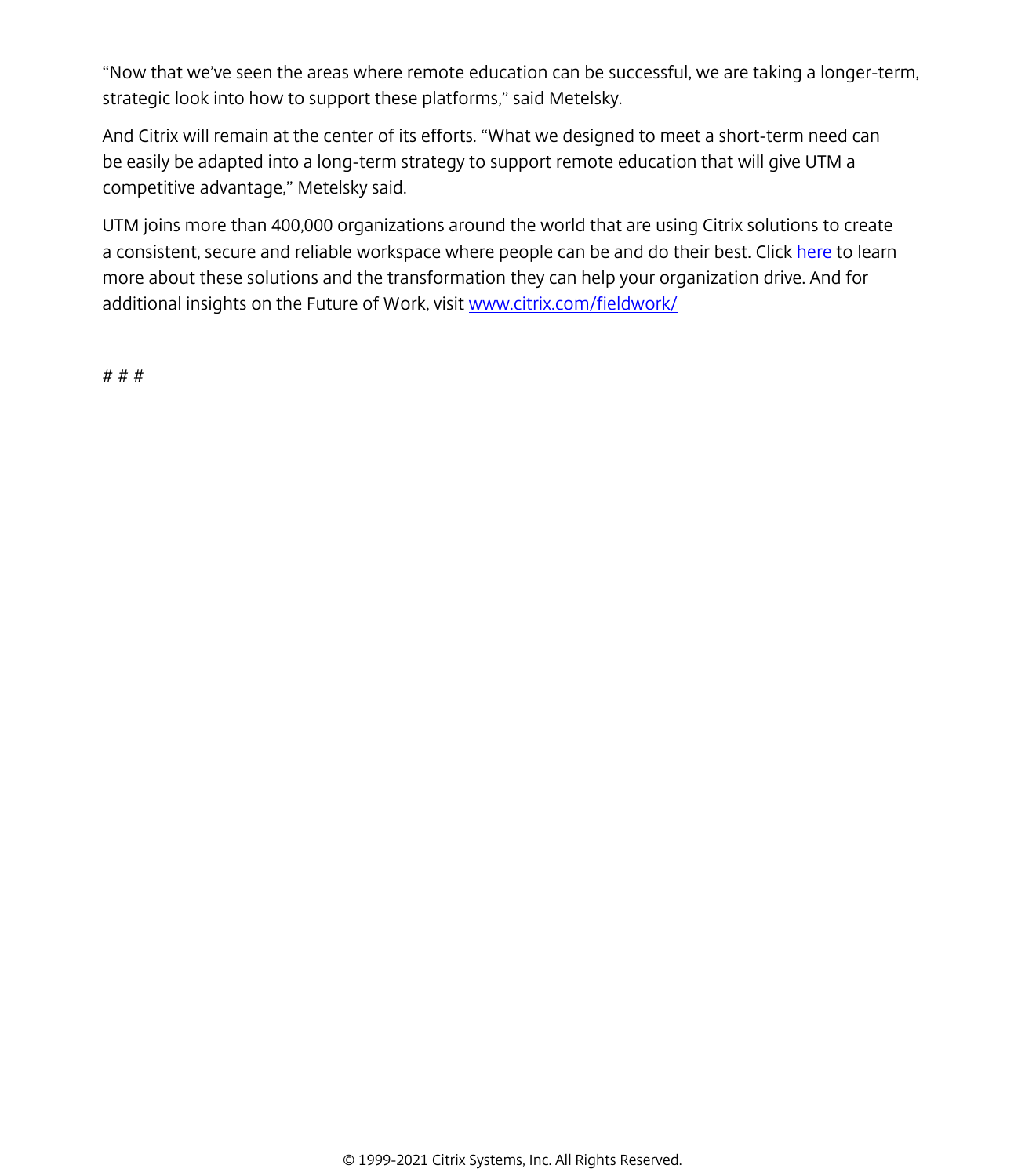"Now that we've seen the areas where remote education can be successful, we are taking a longer-term, strategic look into how to support these platforms," said Metelsky.

And Citrix will remain at the center of its efforts. "What we designed to meet a short-term need can be easily be adapted into a long-term strategy to support remote education that will give UTM a competitive advantage," Metelsky said.

UTM joins more than 400,000 organizations around the world that are using Citrix solutions to create a consistent, secure and reliable workspace where people can be and do their best. Click here to learn more about these solutions and the transformation they can help your organization drive. And for additional insights on the Future of Work, visit www.citrix.com/fieldwork/

# # #

© 1999-2021 Citrix Systems, Inc. All Rights Reserved.